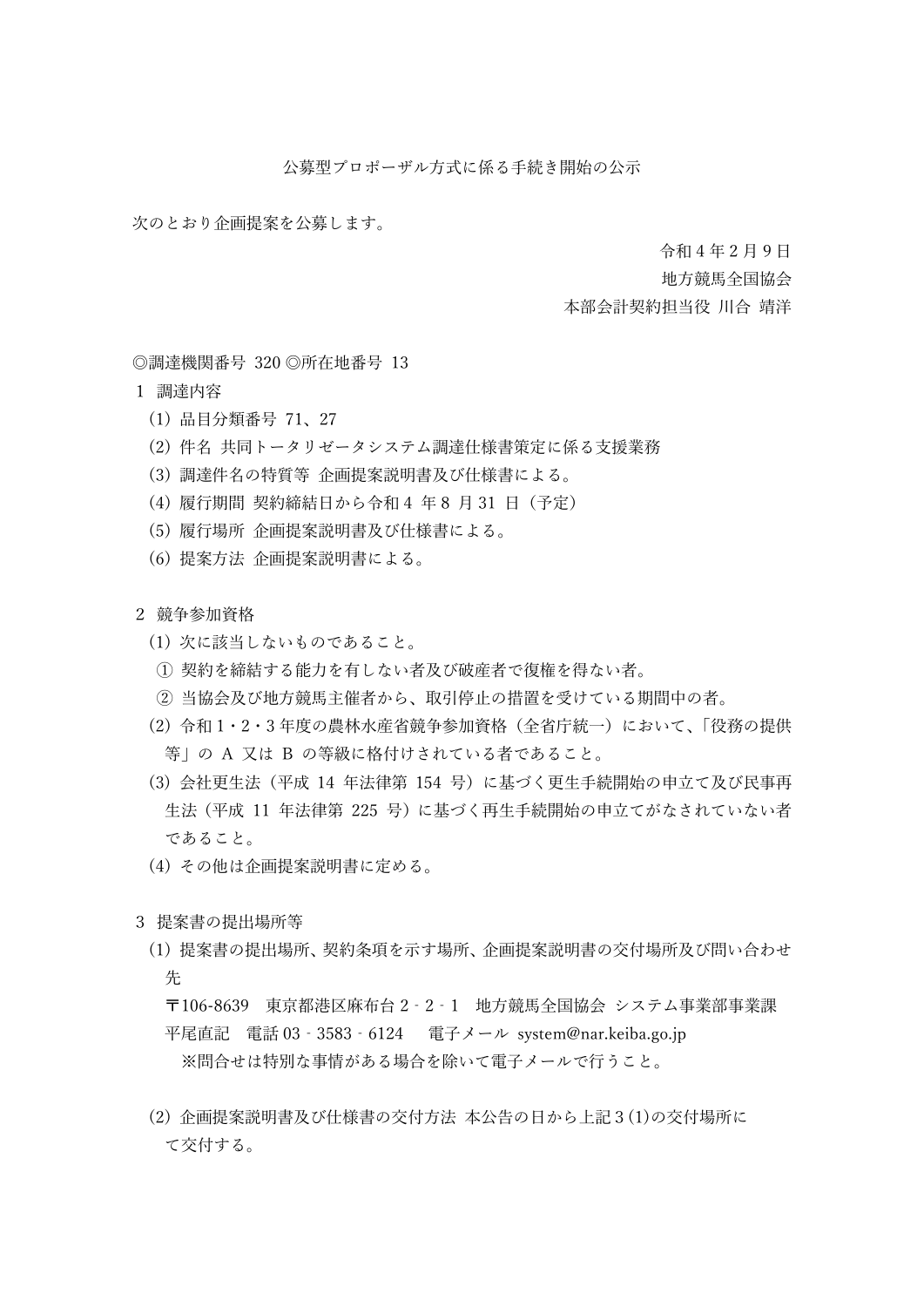# 公募型プロポーザル方式に係る手続き開始の公示

次のとおり企画提案を公募します。

令和４年２月９日
地方競馬全国協会
本部会計契約担当役 川合 靖洋

◎調達機関番号 320 ◎所在地番号 13

１ 調達内容

（1）品目分類番号 71、27

（2）件名 共同トータリゼータシステム調達仕様書策定に係る支援業務

（3）調達件名の特質等 企画提案説明書及び仕様書による。

（4）履行期間 契約締結日から令和４ 年８ 月 31 日（予定）

（5）履行場所 企画提案説明書及び仕様書による。

（6）提案方法 企画提案説明書による。

２ 競争参加資格

（1）次に該当しないものであること。

① 契約を締結する能力を有しない者及び破産者で復権を得ない者。

② 当協会及び地方競馬主催者から、取引停止の措置を受けている期間中の者。

（2）令和１・２・３年度の農林水産省競争参加資格（全省庁統一）において、「役務の提供等」の A 又は B の等級に格付けされている者であること。

（3）会社更生法（平成 14 年法律第 154 号）に基づく更生手続開始の申立て及び民事再生法（平成 11 年法律第 225 号）に基づく再生手続開始の申立てがなされていない者であること。

（4）その他は企画提案説明書に定める。

３ 提案書の提出場所等

（1）提案書の提出場所、契約条項を示す場所、企画提案説明書の交付場所及び問い合わせ先

〒106-8639　東京都港区麻布台２‐２‐１　地方競馬全国協会 システム事業部事業課
平尾直記　電話 03‐3583‐6124　　電子メール system@nar.keiba.go.jp

※問合せは特別な事情がある場合を除いて電子メールで行うこと。

（2）企画提案説明書及び仕様書の交付方法 本公告の日から上記３(1)の交付場所にて交付する。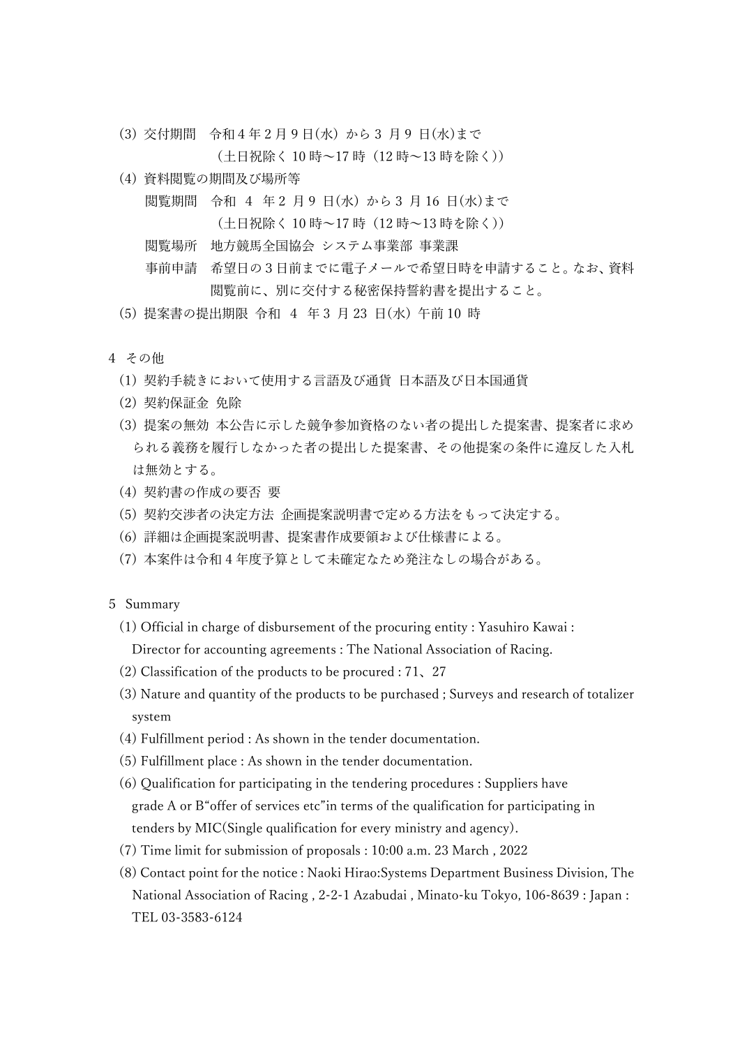(3) 交付期間　令和４年２月９日(水) から３ 月９ 日(水)まで

　　　　　　(土日祝除く 10 時～17 時 (12 時～13 時を除く))

(4) 資料閲覧の期間及び場所等

　閲覧期間　令和　4　年２ 月９ 日(水) から３ 月 16 日(水)まで

　　　　　　(土日祝除く 10 時～17 時 (12 時～13 時を除く))

　閲覧場所　地方競馬全国協会 システム事業部 事業課

　事前申請　希望日の３日前までに電子メールで希望日時を申請すること。なお、資料閲覧前に、別に交付する秘密保持誓約書を提出すること。

(5) 提案書の提出期限 令和　4　年３ 月 23 日(水) 午前 10 時

4 その他

(1) 契約手続きにおいて使用する言語及び通貨 日本語及び日本国通貨

(2) 契約保証金 免除

(3) 提案の無効 本公告に示した競争参加資格のない者の提出した提案書、提案者に求められる義務を履行しなかった者の提出した提案書、その他提案の条件に違反した入札は無効とする。

(4) 契約書の作成の要否 要

(5) 契約交渉者の決定方法 企画提案説明書で定める方法をもって決定する。

(6) 詳細は企画提案説明書、提案書作成要領および仕様書による。

(7) 本案件は令和４年度予算として未確定なため発注なしの場合がある。

5 Summary

(1) Official in charge of disbursement of the procuring entity : Yasuhiro Kawai : Director for accounting agreements : The National Association of Racing.

(2) Classification of the products to be procured : 71、27

(3) Nature and quantity of the products to be purchased ; Surveys and research of totalizer system

(4) Fulfillment period : As shown in the tender documentation.

(5) Fulfillment place : As shown in the tender documentation.

(6) Qualification for participating in the tendering procedures : Suppliers have grade A or B"offer of services etc"in terms of the qualification for participating in tenders by MIC(Single qualification for every ministry and agency).

(7) Time limit for submission of proposals : 10:00 a.m. 23 March , 2022

(8) Contact point for the notice : Naoki Hirao:Systems Department Business Division, The National Association of Racing , 2-2-1 Azabudai , Minato-ku Tokyo, 106-8639 : Japan : TEL 03-3583-6124